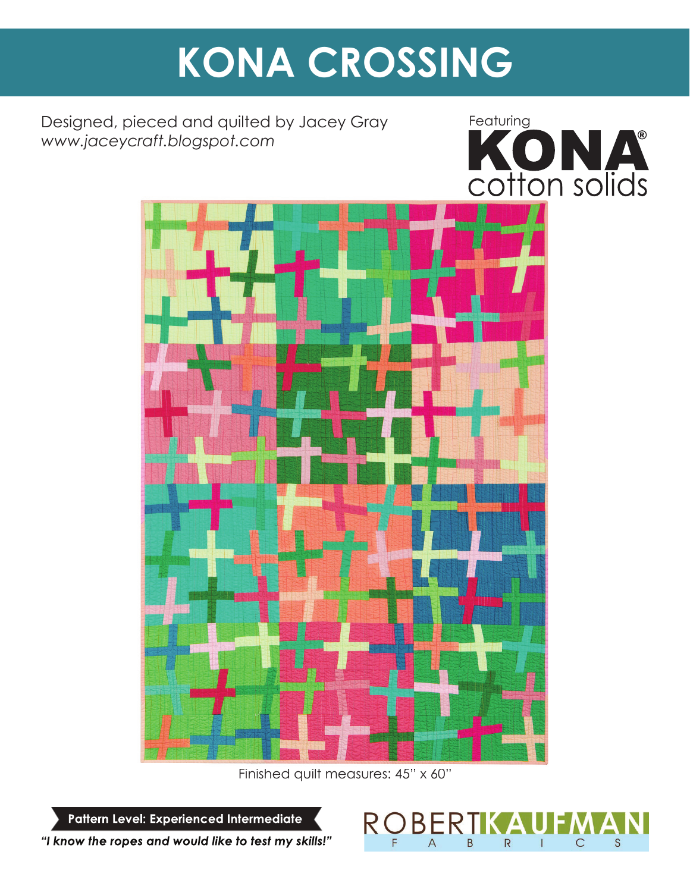# KONA CROSSING

Designed, pieced and quilted by Jacey Gray
*www.jaceycraft.blogspot.com*

Featuring **KONA®** cotton solids

Finished quilt measures: 45" x 60"

**Pattern Level: Experienced Intermediate**

***"I know the ropes and would like to test my skills!"***

ROBERT KAUFMAN FABRICS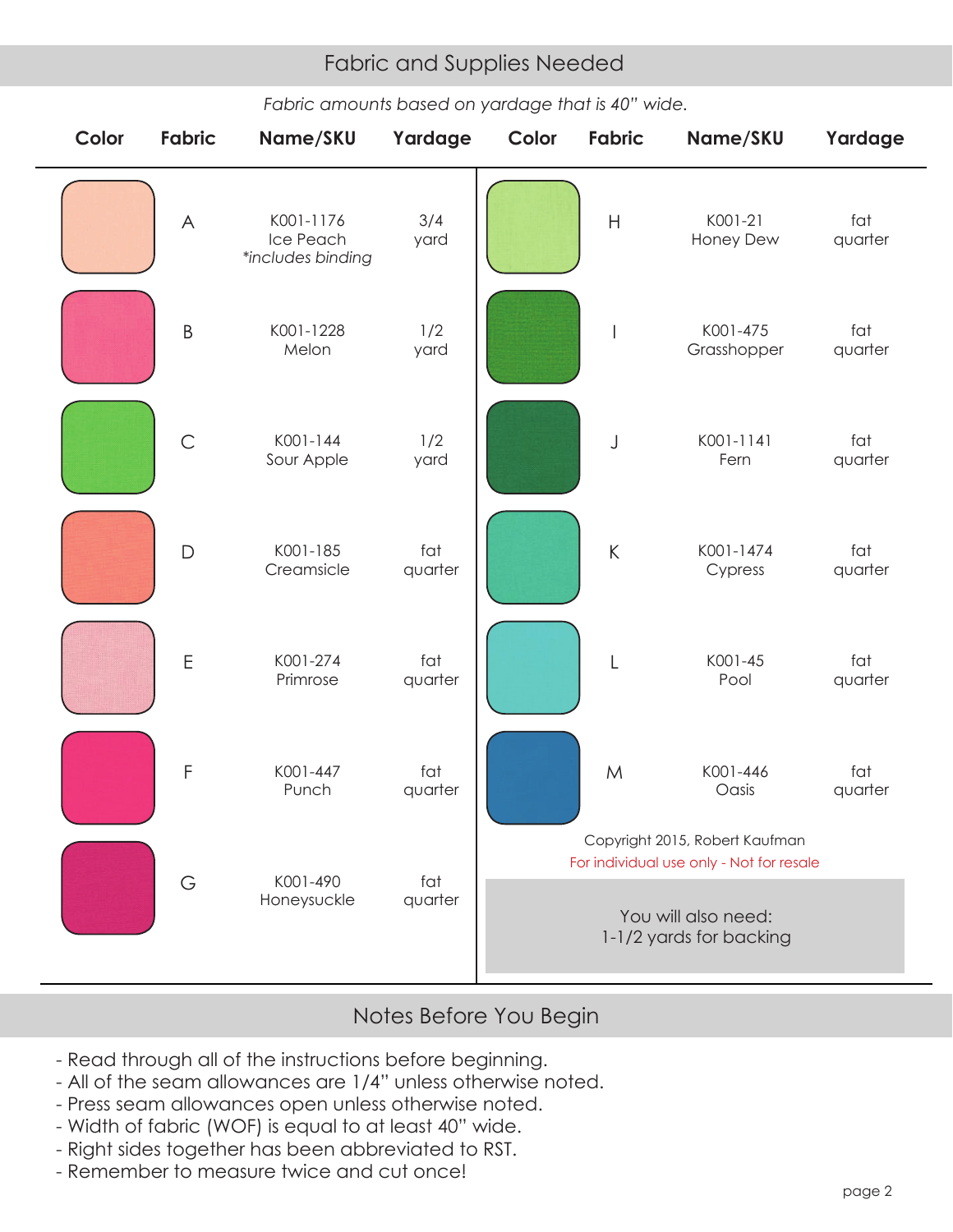## Fabric and Supplies Needed

*Fabric amounts based on yardage that is 40" wide.*

| Color | Fabric | Name/SKU | Yardage | Color | Fabric | Name/SKU | Yardage |
|---|---|---|---|---|---|---|---|
| | A | K001-1176 Ice Peach *\*includes binding* | 3/4 yard | | H | K001-21 Honey Dew | fat quarter |
| | B | K001-1228 Melon | 1/2 yard | | I | K001-475 Grasshopper | fat quarter |
| | C | K001-144 Sour Apple | 1/2 yard | | J | K001-1141 Fern | fat quarter |
| | D | K001-185 Creamsicle | fat quarter | | K | K001-1474 Cypress | fat quarter |
| | E | K001-274 Primrose | fat quarter | | L | K001-45 Pool | fat quarter |
| | F | K001-447 Punch | fat quarter | | M | K001-446 Oasis | fat quarter |
| | G | K001-490 Honeysuckle | fat quarter | | | | |

Copyright 2015, Robert Kaufman

For individual use only - Not for resale

You will also need:
1-1/2 yards for backing

## Notes Before You Begin

- Read through all of the instructions before beginning.
- All of the seam allowances are 1/4" unless otherwise noted.
- Press seam allowances open unless otherwise noted.
- Width of fabric (WOF) is equal to at least 40" wide.
- Right sides together has been abbreviated to RST.
- Remember to measure twice and cut once!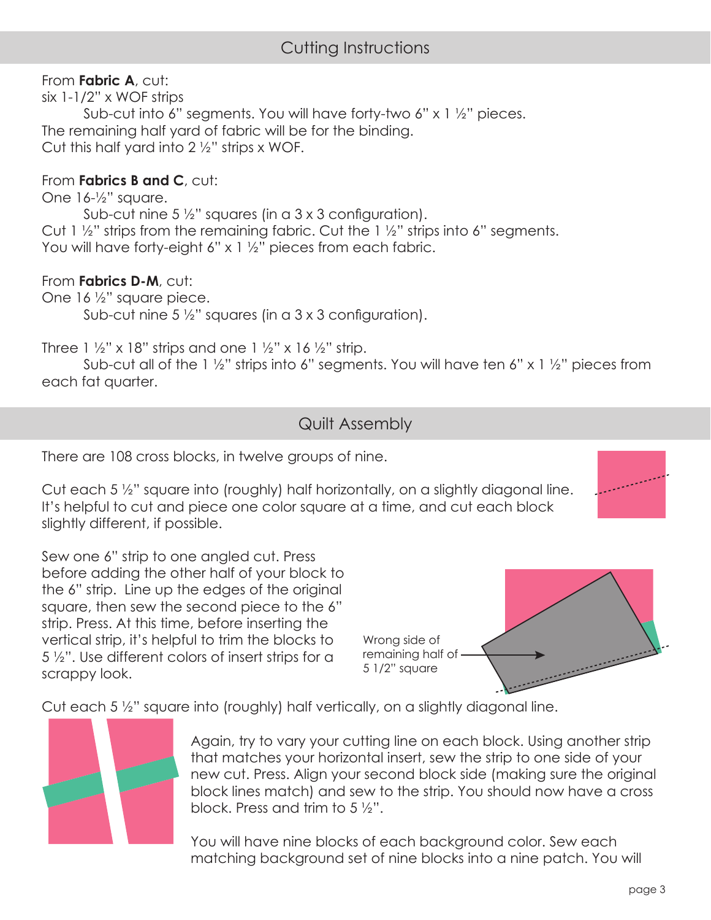## Cutting Instructions

From **Fabric A**, cut:
six 1-1/2" x WOF strips

Sub-cut into 6" segments. You will have forty-two 6" x 1 ½" pieces.

The remaining half yard of fabric will be for the binding.
Cut this half yard into 2 ½" strips x WOF.

From **Fabrics B and C**, cut:
One 16-½" square.

Sub-cut nine 5 ½" squares (in a 3 x 3 configuration).

Cut 1 ½" strips from the remaining fabric. Cut the 1 ½" strips into 6" segments.
You will have forty-eight 6" x 1 ½" pieces from each fabric.

From **Fabrics D-M**, cut:
One 16 ½" square piece.

Sub-cut nine 5 ½" squares (in a 3 x 3 configuration).

Three 1 ½" x 18" strips and one 1 ½" x 16 ½" strip.

Sub-cut all of the 1 ½" strips into 6" segments. You will have ten 6" x 1 ½" pieces from each fat quarter.

## Quilt Assembly

There are 108 cross blocks, in twelve groups of nine.

Cut each 5 ½" square into (roughly) half horizontally, on a slightly diagonal line. It's helpful to cut and piece one color square at a time, and cut each block slightly different, if possible.

Sew one 6" strip to one angled cut. Press before adding the other half of your block to the 6" strip. Line up the edges of the original square, then sew the second piece to the 6" strip. Press. At this time, before inserting the vertical strip, it's helpful to trim the blocks to 5 ½". Use different colors of insert strips for a scrappy look.

Wrong side of remaining half of 5 1/2" square

Cut each 5 ½" square into (roughly) half vertically, on a slightly diagonal line.

Again, try to vary your cutting line on each block. Using another strip that matches your horizontal insert, sew the strip to one side of your new cut. Press. Align your second block side (making sure the original block lines match) and sew to the strip. You should now have a cross block. Press and trim to 5 ½".

You will have nine blocks of each background color. Sew each matching background set of nine blocks into a nine patch. You will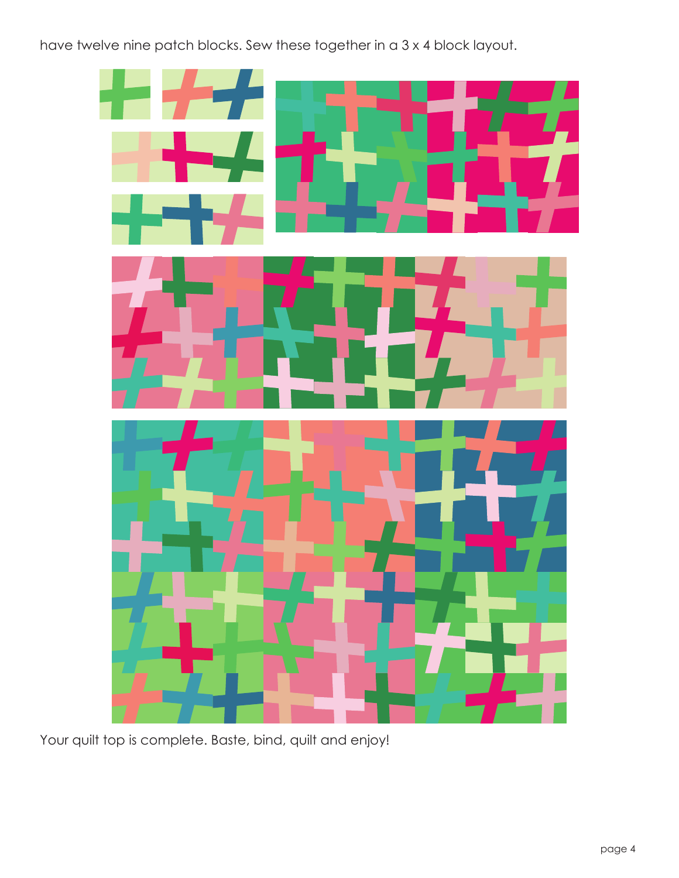have twelve nine patch blocks. Sew these together in a 3 x 4 block layout.

Your quilt top is complete. Baste, bind, quilt and enjoy!